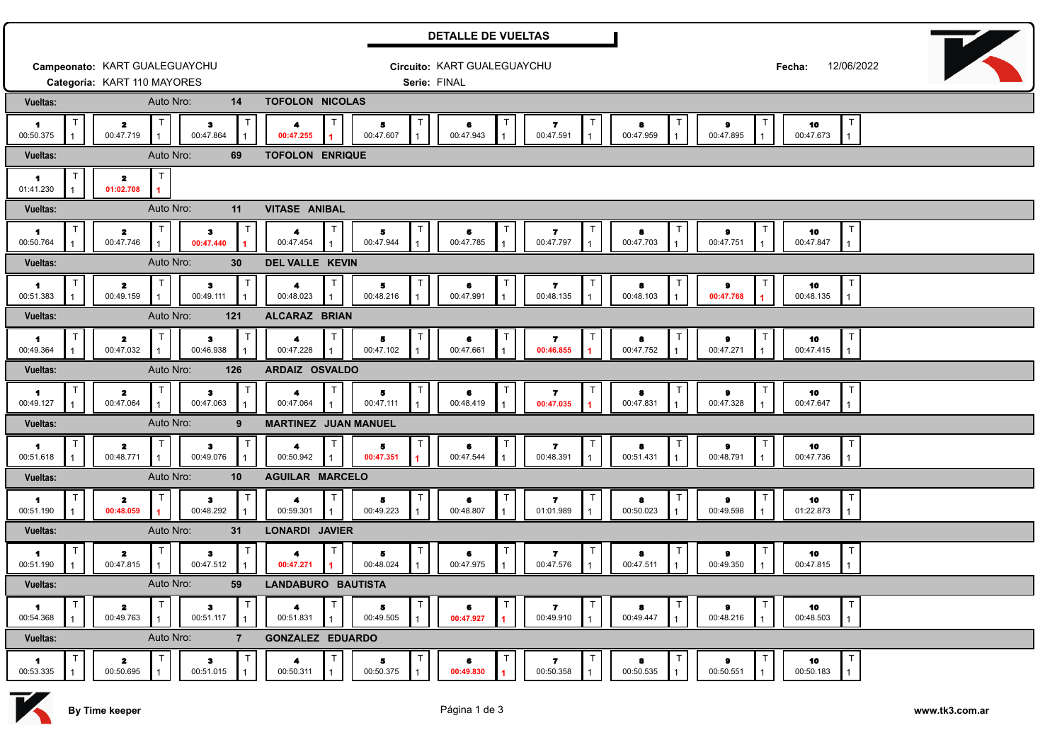# DETALLE DE VUELTAS

**Campeonato:** KART GUALEGUAYCHU
**Categoría:** KART 110 MAYORES

**Circuito:** KART GUALEGUAYCHU
**Serie:** FINAL

**Fecha:** 12/06/2022

**Vueltas:** Auto Nro: **14** **TOFOLON NICOLAS**

| 1 | 2 | 3 | 4 | 5 | 6 | 7 | 8 | 9 | 10 |
|---|---|---|---|---|---|---|---|---|---|
| 00:50.375 | 00:47.719 | 00:47.864 | **00:47.255** | 00:47.607 | 00:47.943 | 00:47.591 | 00:47.959 | 00:47.895 | 00:47.673 |

**Vueltas:** Auto Nro: **69** **TOFOLON ENRIQUE**

| 1 | 2 |
|---|---|
| 01:41.230 | **01:02.708** |

**Vueltas:** Auto Nro: **11** **VITASE ANIBAL**

| 1 | 2 | 3 | 4 | 5 | 6 | 7 | 8 | 9 | 10 |
|---|---|---|---|---|---|---|---|---|---|
| 00:50.764 | 00:47.746 | **00:47.440** | 00:47.454 | 00:47.944 | 00:47.785 | 00:47.797 | 00:47.703 | 00:47.751 | 00:47.847 |

**Vueltas:** Auto Nro: **30** **DEL VALLE KEVIN**

| 1 | 2 | 3 | 4 | 5 | 6 | 7 | 8 | 9 | 10 |
|---|---|---|---|---|---|---|---|---|---|
| 00:51.383 | 00:49.159 | 00:49.111 | 00:48.023 | 00:48.216 | 00:47.991 | 00:48.135 | 00:48.103 | **00:47.768** | 00:48.135 |

**Vueltas:** Auto Nro: **121** **ALCARAZ BRIAN**

| 1 | 2 | 3 | 4 | 5 | 6 | 7 | 8 | 9 | 10 |
|---|---|---|---|---|---|---|---|---|---|
| 00:49.364 | 00:47.032 | 00:46.938 | 00:47.228 | 00:47.102 | 00:47.661 | **00:46.855** | 00:47.752 | 00:47.271 | 00:47.415 |

**Vueltas:** Auto Nro: **126** **ARDAIZ OSVALDO**

| 1 | 2 | 3 | 4 | 5 | 6 | 7 | 8 | 9 | 10 |
|---|---|---|---|---|---|---|---|---|---|
| 00:49.127 | 00:47.064 | 00:47.063 | 00:47.064 | 00:47.111 | 00:48.419 | **00:47.035** | 00:47.831 | 00:47.328 | 00:47.647 |

**Vueltas:** Auto Nro: **9** **MARTINEZ JUAN MANUEL**

| 1 | 2 | 3 | 4 | 5 | 6 | 7 | 8 | 9 | 10 |
|---|---|---|---|---|---|---|---|---|---|
| 00:51.618 | 00:48.771 | 00:49.076 | 00:50.942 | **00:47.351** | 00:47.544 | 00:48.391 | 00:51.431 | 00:48.791 | 00:47.736 |

**Vueltas:** Auto Nro: **10** **AGUILAR MARCELO**

| 1 | 2 | 3 | 4 | 5 | 6 | 7 | 8 | 9 | 10 |
|---|---|---|---|---|---|---|---|---|---|
| 00:51.190 | **00:48.059** | 00:48.292 | 00:59.301 | 00:49.223 | 00:48.807 | 01:01.989 | 00:50.023 | 00:49.598 | 01:22.873 |

**Vueltas:** Auto Nro: **31** **LONARDI JAVIER**

| 1 | 2 | 3 | 4 | 5 | 6 | 7 | 8 | 9 | 10 |
|---|---|---|---|---|---|---|---|---|---|
| 00:51.190 | 00:47.815 | 00:47.512 | **00:47.271** | 00:48.024 | 00:47.975 | 00:47.576 | 00:47.511 | 00:49.350 | 00:47.815 |

**Vueltas:** Auto Nro: **59** **LANDABURO BAUTISTA**

| 1 | 2 | 3 | 4 | 5 | 6 | 7 | 8 | 9 | 10 |
|---|---|---|---|---|---|---|---|---|---|
| 00:54.368 | 00:49.763 | 00:51.117 | 00:51.831 | 00:49.505 | **00:47.927** | 00:49.910 | 00:49.447 | 00:48.216 | 00:48.503 |

**Vueltas:** Auto Nro: **7** **GONZALEZ EDUARDO**

| 1 | 2 | 3 | 4 | 5 | 6 | 7 | 8 | 9 | 10 |
|---|---|---|---|---|---|---|---|---|---|
| 00:53.335 | 00:50.695 | 00:51.015 | 00:50.311 | 00:50.375 | **00:49.830** | 00:50.358 | 00:50.535 | 00:50.551 | 00:50.183 |

**By Time keeper** www.tk3.com.ar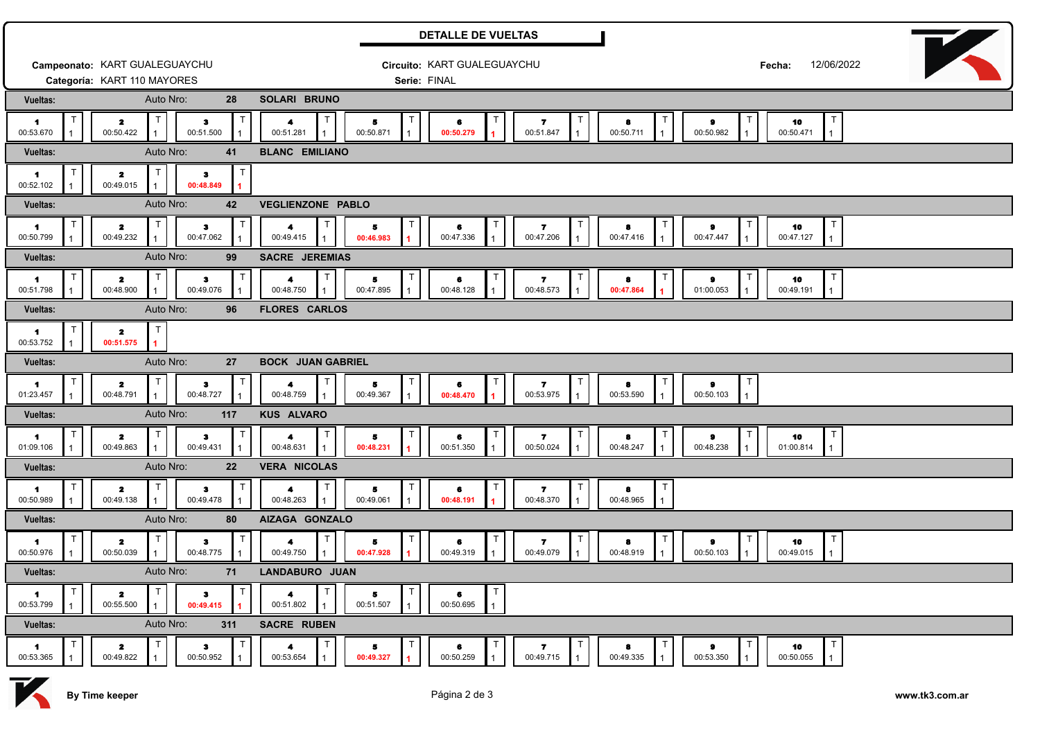## DETALLE DE VUELTAS

**Campeonato:** KART GUALEGUAYCHU  **Circuito:** KART GUALEGUAYCHU  **Fecha:** 12/06/2022
**Categoría:** KART 110 MAYORES  **Serie:** FINAL

**Vueltas:** Auto Nro: 28 — SOLARI BRUNO

| 1 | 2 | 3 | 4 | 5 | 6 | 7 | 8 | 9 | 10 |
|---|---|---|---|---|---|---|---|---|---|
| 00:53.670 | 00:50.422 | 00:51.500 | 00:51.281 | 00:50.871 | **00:50.279** | 00:51.847 | 00:50.711 | 00:50.982 | 00:50.471 |

**Vueltas:** Auto Nro: 41 — BLANC EMILIANO

| 1 | 2 | 3 |
|---|---|---|
| 00:52.102 | 00:49.015 | **00:48.849** |

**Vueltas:** Auto Nro: 42 — VEGLIENZONE PABLO

| 1 | 2 | 3 | 4 | 5 | 6 | 7 | 8 | 9 | 10 |
|---|---|---|---|---|---|---|---|---|---|
| 00:50.799 | 00:49.232 | 00:47.062 | 00:49.415 | **00:46.983** | 00:47.336 | 00:47.206 | 00:47.416 | 00:47.447 | 00:47.127 |

**Vueltas:** Auto Nro: 99 — SACRE JEREMIAS

| 1 | 2 | 3 | 4 | 5 | 6 | 7 | 8 | 9 | 10 |
|---|---|---|---|---|---|---|---|---|---|
| 00:51.798 | 00:48.900 | 00:49.076 | 00:48.750 | 00:47.895 | 00:48.128 | 00:48.573 | **00:47.864** | 01:00.053 | 00:49.191 |

**Vueltas:** Auto Nro: 96 — FLORES CARLOS

| 1 | 2 |
|---|---|
| 00:53.752 | **00:51.575** |

**Vueltas:** Auto Nro: 27 — BOCK JUAN GABRIEL

| 1 | 2 | 3 | 4 | 5 | 6 | 7 | 8 | 9 |
|---|---|---|---|---|---|---|---|---|
| 01:23.457 | 00:48.791 | 00:48.727 | 00:48.759 | 00:49.367 | **00:48.470** | 00:53.975 | 00:53.590 | 00:50.103 |

**Vueltas:** Auto Nro: 117 — KUS ALVARO

| 1 | 2 | 3 | 4 | 5 | 6 | 7 | 8 | 9 | 10 |
|---|---|---|---|---|---|---|---|---|---|
| 01:09.106 | 00:49.863 | 00:49.431 | 00:48.631 | **00:48.231** | 00:51.350 | 00:50.024 | 00:48.247 | 00:48.238 | 01:00.814 |

**Vueltas:** Auto Nro: 22 — VERA NICOLAS

| 1 | 2 | 3 | 4 | 5 | 6 | 7 | 8 |
|---|---|---|---|---|---|---|---|
| 00:50.989 | 00:49.138 | 00:49.478 | 00:48.263 | 00:49.061 | **00:48.191** | 00:48.370 | 00:48.965 |

**Vueltas:** Auto Nro: 80 — AIZAGA GONZALO

| 1 | 2 | 3 | 4 | 5 | 6 | 7 | 8 | 9 | 10 |
|---|---|---|---|---|---|---|---|---|---|
| 00:50.976 | 00:50.039 | 00:48.775 | 00:49.750 | **00:47.928** | 00:49.319 | 00:49.079 | 00:48.919 | 00:50.103 | 00:49.015 |

**Vueltas:** Auto Nro: 71 — LANDABURO JUAN

| 1 | 2 | 3 | 4 | 5 | 6 |
|---|---|---|---|---|---|
| 00:53.799 | 00:55.500 | **00:49.415** | 00:51.802 | 00:51.507 | 00:50.695 |

**Vueltas:** Auto Nro: 311 — SACRE RUBEN

| 1 | 2 | 3 | 4 | 5 | 6 | 7 | 8 | 9 | 10 |
|---|---|---|---|---|---|---|---|---|---|
| 00:53.365 | 00:49.822 | 00:50.952 | 00:53.654 | **00:49.327** | 00:50.259 | 00:49.715 | 00:49.335 | 00:53.350 | 00:50.055 |

By Time keeper — www.tk3.com.ar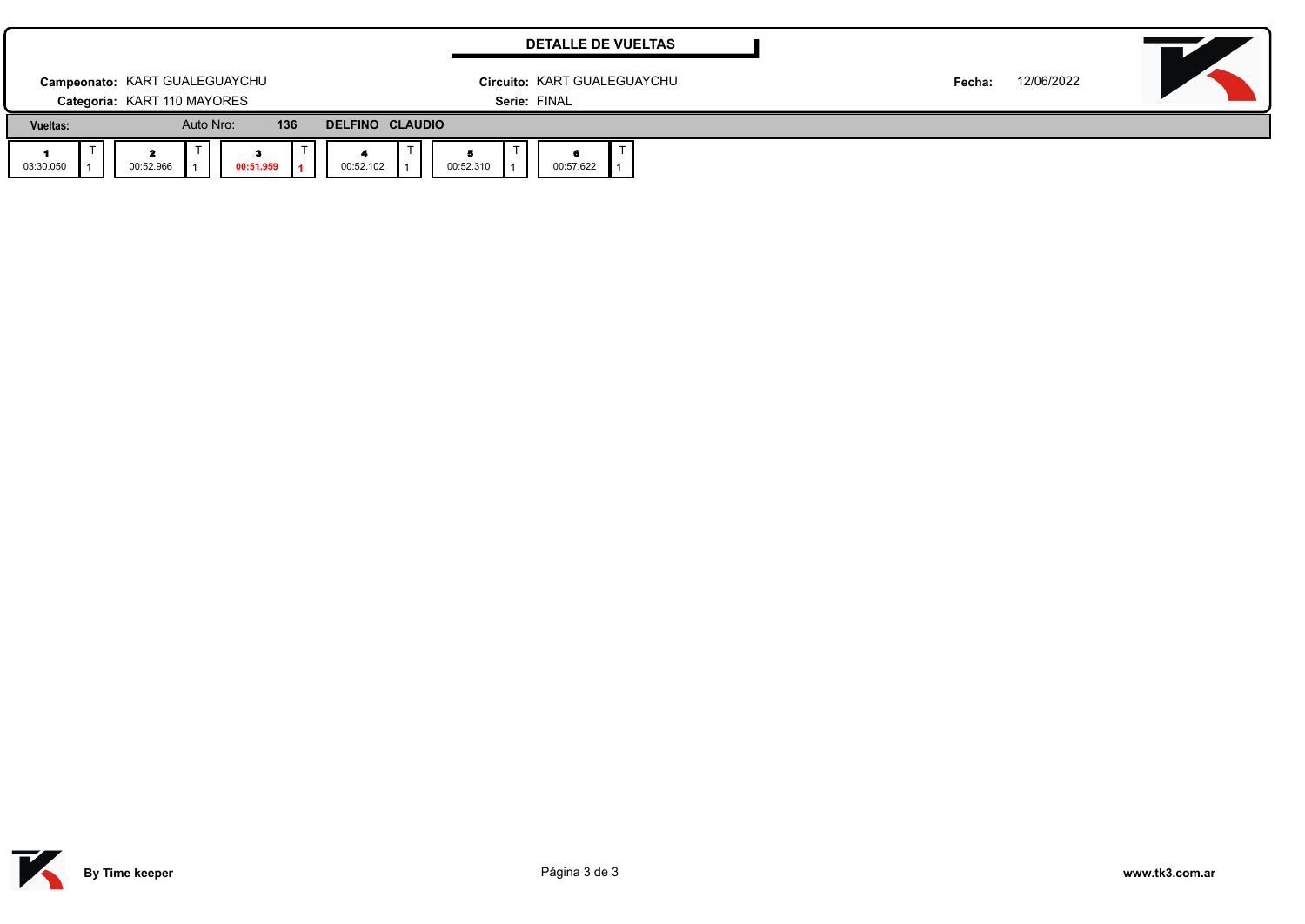## DETALLE DE VUELTAS

**Campeonato:** KART GUALEGUAYCHU
**Categoría:** KART 110 MAYORES

**Circuito:** KART GUALEGUAYCHU
**Serie:** FINAL

**Fecha:** 12/06/2022

**Vueltas:** Auto Nro: **136** **DELFINO CLAUDIO**

| Vuelta | Tiempo | T |
|---|---|---|
| 1 | 03:30.050 | 1 |
| 2 | 00:52.966 | 1 |
| 3 | **00:51.959** | **1** |
| 4 | 00:52.102 | 1 |
| 5 | 00:52.310 | 1 |
| 6 | 00:57.622 | 1 |

**By Time keeper**

**www.tk3.com.ar**